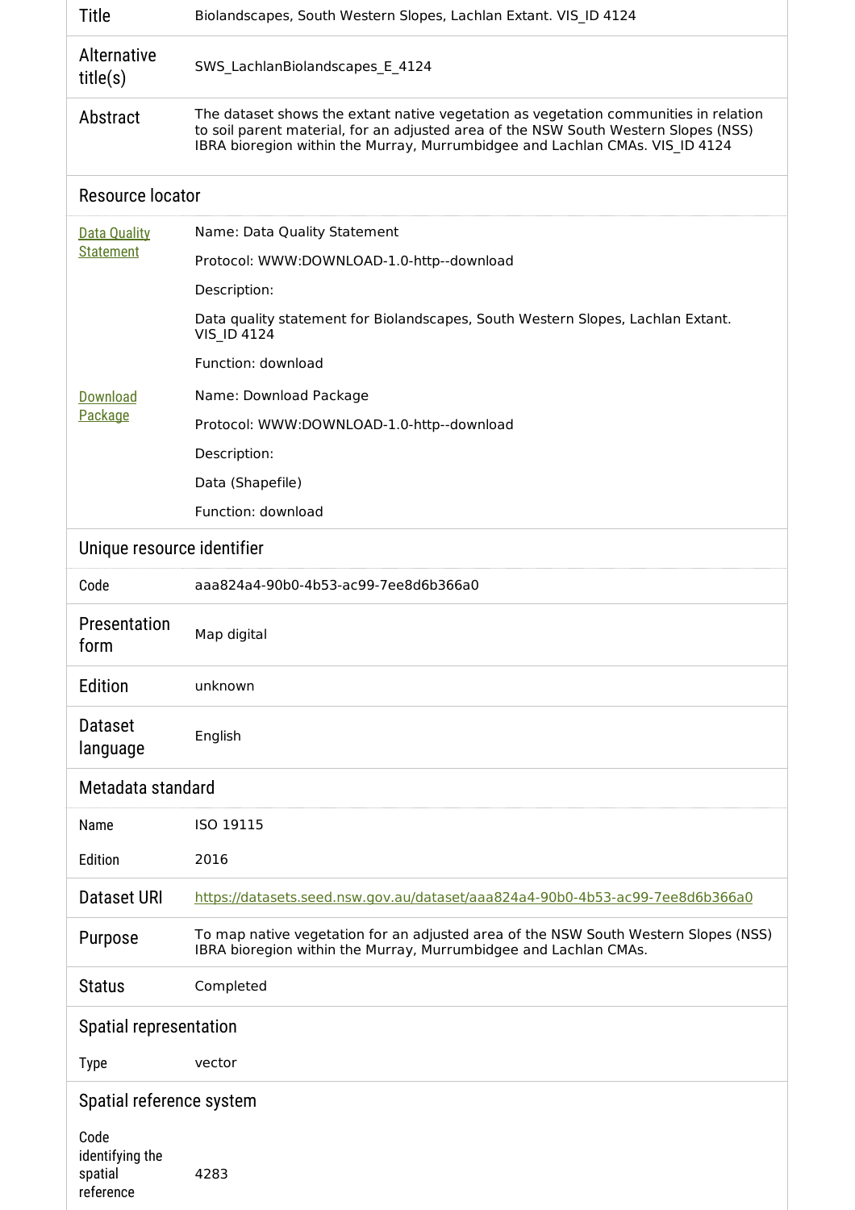| | |
|---|---|
| Title | Biolandscapes, South Western Slopes, Lachlan Extant. VIS_ID 4124 |
| Alternative title(s) | SWS_LachlanBiolandscapes_E_4124 |
| Abstract | The dataset shows the extant native vegetation as vegetation communities in relation to soil parent material, for an adjusted area of the NSW South Western Slopes (NSS) IBRA bioregion within the Murray, Murrumbidgee and Lachlan CMAs. VIS_ID 4124 |

## Resource locator

| | |
|---|---|
| [Data Quality Statement]() | Name: Data Quality Statement<br>Protocol: WWW:DOWNLOAD-1.0-http--download<br>Description:<br>Data quality statement for Biolandscapes, South Western Slopes, Lachlan Extant. VIS_ID 4124<br>Function: download |
| [Download Package]() | Name: Download Package<br>Protocol: WWW:DOWNLOAD-1.0-http--download<br>Description:<br>Data (Shapefile)<br>Function: download |

## Unique resource identifier

| | |
|---|---|
| Code | aaa824a4-90b0-4b53-ac99-7ee8d6b366a0 |
| Presentation form | Map digital |
| Edition | unknown |
| Dataset language | English |

## Metadata standard

| | |
|---|---|
| Name | ISO 19115 |
| Edition | 2016 |
| Dataset URI | https://datasets.seed.nsw.gov.au/dataset/aaa824a4-90b0-4b53-ac99-7ee8d6b366a0 |
| Purpose | To map native vegetation for an adjusted area of the NSW South Western Slopes (NSS) IBRA bioregion within the Murray, Murrumbidgee and Lachlan CMAs. |
| Status | Completed |

## Spatial representation

| | |
|---|---|
| Type | vector |

## Spatial reference system

| | |
|---|---|
| Code identifying the spatial reference | 4283 |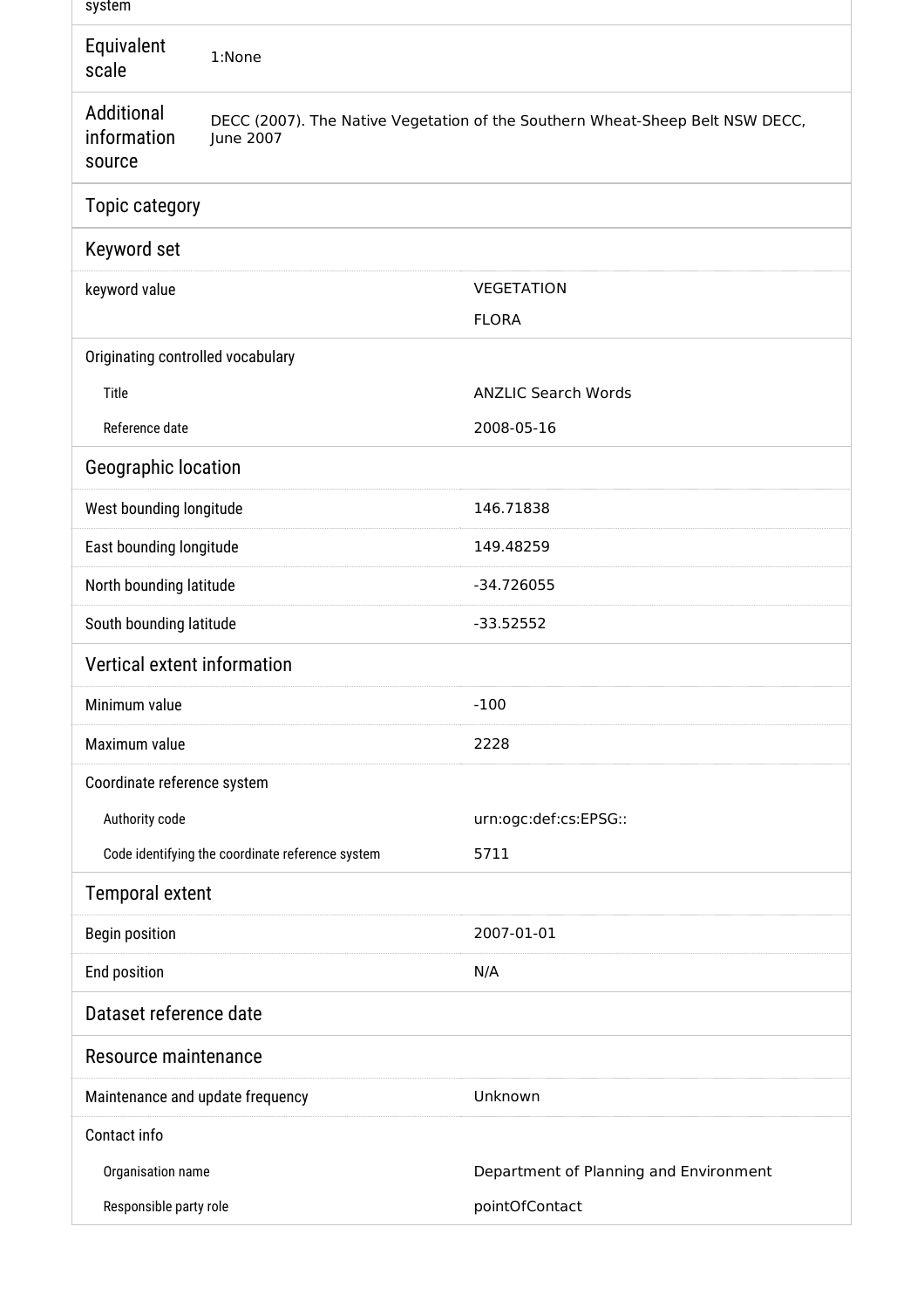system

| | |
|---|---|
| Equivalent scale | 1:None |
| Additional information source | DECC (2007). The Native Vegetation of the Southern Wheat-Sheep Belt NSW DECC, June 2007 |

## Topic category

## Keyword set

| | |
|---|---|
| keyword value | VEGETATION<br>FLORA |
| Originating controlled vocabulary | |
| Title | ANZLIC Search Words |
| Reference date | 2008-05-16 |

## Geographic location

| | |
|---|---|
| West bounding longitude | 146.71838 |
| East bounding longitude | 149.48259 |
| North bounding latitude | -34.726055 |
| South bounding latitude | -33.52552 |

## Vertical extent information

| | |
|---|---|
| Minimum value | -100 |
| Maximum value | 2228 |
| Coordinate reference system | |
| Authority code | urn:ogc:def:cs:EPSG:: |
| Code identifying the coordinate reference system | 5711 |

## Temporal extent

| | |
|---|---|
| Begin position | 2007-01-01 |
| End position | N/A |

## Dataset reference date

## Resource maintenance

| | |
|---|---|
| Maintenance and update frequency | Unknown |
| Contact info | |
| Organisation name | Department of Planning and Environment |
| Responsible party role | pointOfContact |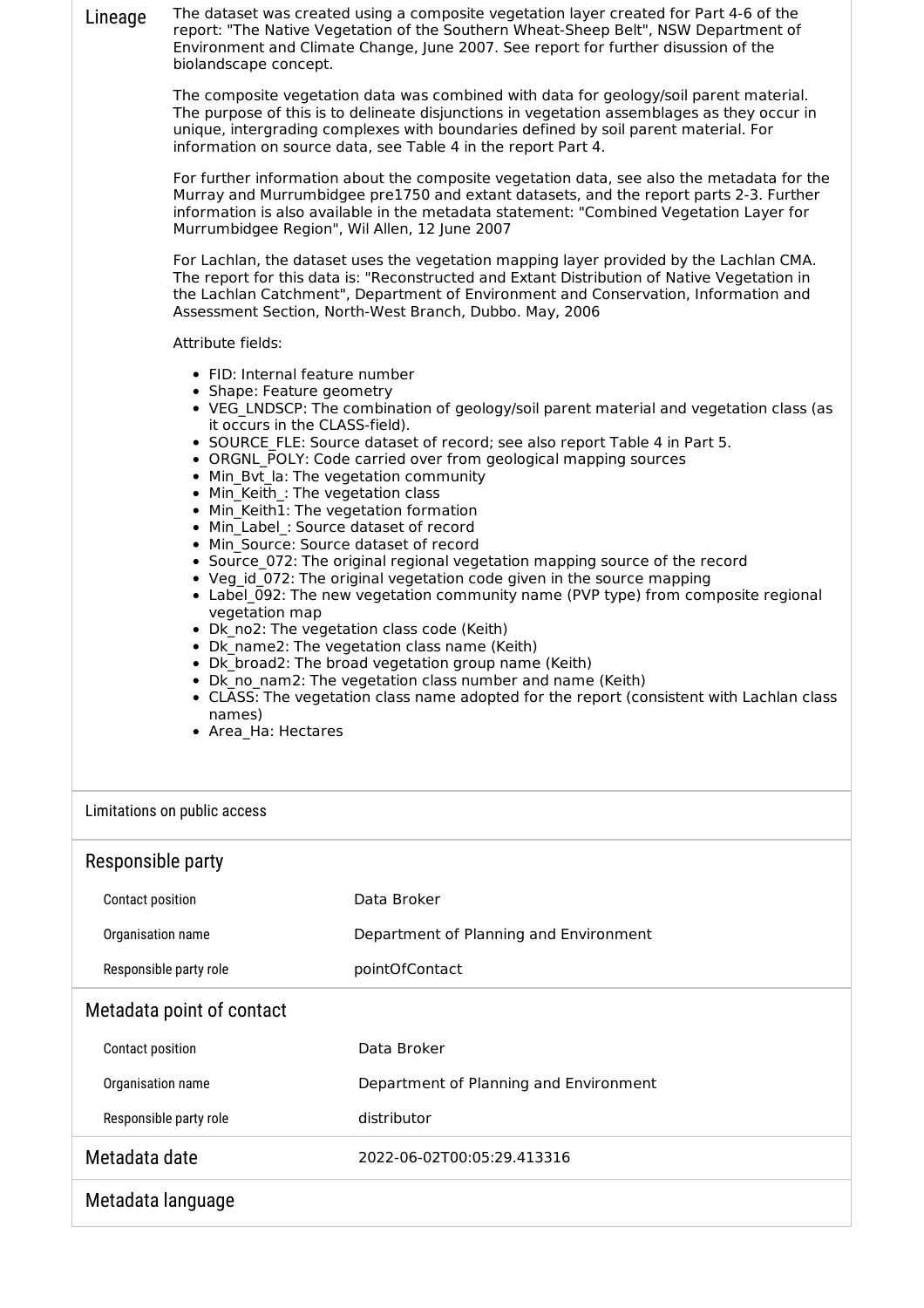## Lineage

The dataset was created using a composite vegetation layer created for Part 4-6 of the report: "The Native Vegetation of the Southern Wheat-Sheep Belt", NSW Department of Environment and Climate Change, June 2007. See report for further disussion of the biolandscape concept.

The composite vegetation data was combined with data for geology/soil parent material. The purpose of this is to delineate disjunctions in vegetation assemblages as they occur in unique, intergrading complexes with boundaries defined by soil parent material. For information on source data, see Table 4 in the report Part 4.

For further information about the composite vegetation data, see also the metadata for the Murray and Murrumbidgee pre1750 and extant datasets, and the report parts 2-3. Further information is also available in the metadata statement: "Combined Vegetation Layer for Murrumbidgee Region", Wil Allen, 12 June 2007

For Lachlan, the dataset uses the vegetation mapping layer provided by the Lachlan CMA. The report for this data is: "Reconstructed and Extant Distribution of Native Vegetation in the Lachlan Catchment", Department of Environment and Conservation, Information and Assessment Section, North-West Branch, Dubbo. May, 2006

Attribute fields:

- FID: Internal feature number
- Shape: Feature geometry
- VEG_LNDSCP: The combination of geology/soil parent material and vegetation class (as it occurs in the CLASS-field).
- SOURCE_FLE: Source dataset of record; see also report Table 4 in Part 5.
- ORGNL_POLY: Code carried over from geological mapping sources
- Min_Bvt_la: The vegetation community
- Min_Keith_: The vegetation class
- Min_Keith1: The vegetation formation
- Min_Label_: Source dataset of record
- Min_Source: Source dataset of record
- Source_072: The original regional vegetation mapping source of the record
- Veg_id_072: The original vegetation code given in the source mapping
- Label_092: The new vegetation community name (PVP type) from composite regional vegetation map
- Dk_no2: The vegetation class code (Keith)
- Dk_name2: The vegetation class name (Keith)
- Dk_broad2: The broad vegetation group name (Keith)
- Dk_no_nam2: The vegetation class number and name (Keith)
- CLASS: The vegetation class name adopted for the report (consistent with Lachlan class names)
- Area_Ha: Hectares

## Limitations on public access

## Responsible party

| | |
|---|---|
| Contact position | Data Broker |
| Organisation name | Department of Planning and Environment |
| Responsible party role | pointOfContact |

## Metadata point of contact

| | |
|---|---|
| Contact position | Data Broker |
| Organisation name | Department of Planning and Environment |
| Responsible party role | distributor |

## Metadata date

2022-06-02T00:05:29.413316

## Metadata language